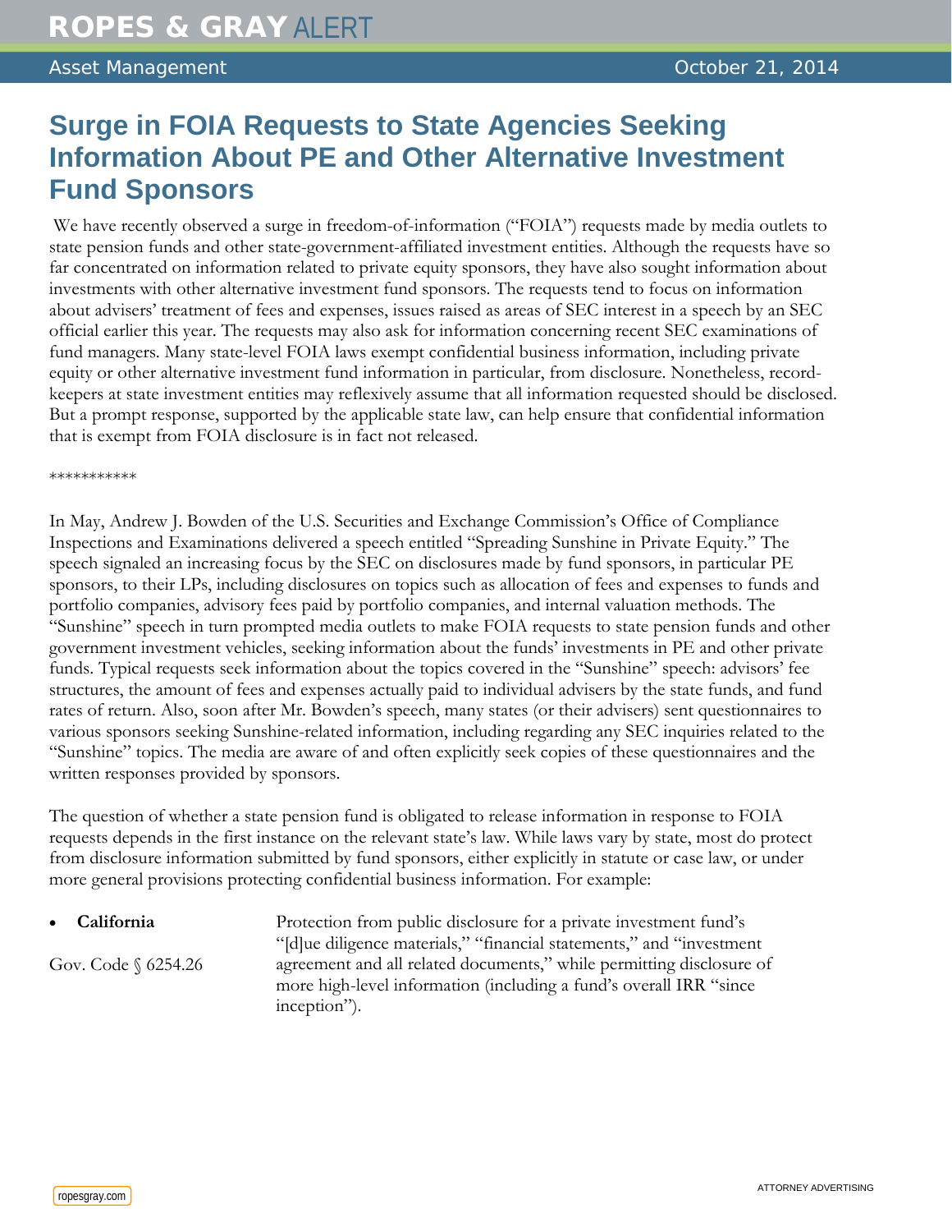ROPES & GRAY ALERT

Asset Management October 21, 2014

# Surge in FOIA Requests to State Agencies Seeking Information About PE and Other Alternative Investment Fund Sponsors

We have recently observed a surge in freedom-of-information ("FOIA") requests made by media outlets to state pension funds and other state-government-affiliated investment entities. Although the requests have so far concentrated on information related to private equity sponsors, they have also sought information about investments with other alternative investment fund sponsors. The requests tend to focus on information about advisers' treatment of fees and expenses, issues raised as areas of SEC interest in a speech by an SEC official earlier this year. The requests may also ask for information concerning recent SEC examinations of fund managers. Many state-level FOIA laws exempt confidential business information, including private equity or other alternative investment fund information in particular, from disclosure. Nonetheless, record-keepers at state investment entities may reflexively assume that all information requested should be disclosed. But a prompt response, supported by the applicable state law, can help ensure that confidential information that is exempt from FOIA disclosure is in fact not released.

***********

In May, Andrew J. Bowden of the U.S. Securities and Exchange Commission's Office of Compliance Inspections and Examinations delivered a speech entitled "Spreading Sunshine in Private Equity." The speech signaled an increasing focus by the SEC on disclosures made by fund sponsors, in particular PE sponsors, to their LPs, including disclosures on topics such as allocation of fees and expenses to funds and portfolio companies, advisory fees paid by portfolio companies, and internal valuation methods. The "Sunshine" speech in turn prompted media outlets to make FOIA requests to state pension funds and other government investment vehicles, seeking information about the funds' investments in PE and other private funds. Typical requests seek information about the topics covered in the "Sunshine" speech: advisors' fee structures, the amount of fees and expenses actually paid to individual advisers by the state funds, and fund rates of return. Also, soon after Mr. Bowden's speech, many states (or their advisers) sent questionnaires to various sponsors seeking Sunshine-related information, including regarding any SEC inquiries related to the "Sunshine" topics. The media are aware of and often explicitly seek copies of these questionnaires and the written responses provided by sponsors.

The question of whether a state pension fund is obligated to release information in response to FOIA requests depends in the first instance on the relevant state's law. While laws vary by state, most do protect from disclosure information submitted by fund sponsors, either explicitly in statute or case law, or under more general provisions protecting confidential business information. For example:

- **California**

  Gov. Code § 6254.26

  Protection from public disclosure for a private investment fund's "[d]ue diligence materials," "financial statements," and "investment agreement and all related documents," while permitting disclosure of more high-level information (including a fund's overall IRR "since inception").

ropesgray.com

ATTORNEY ADVERTISING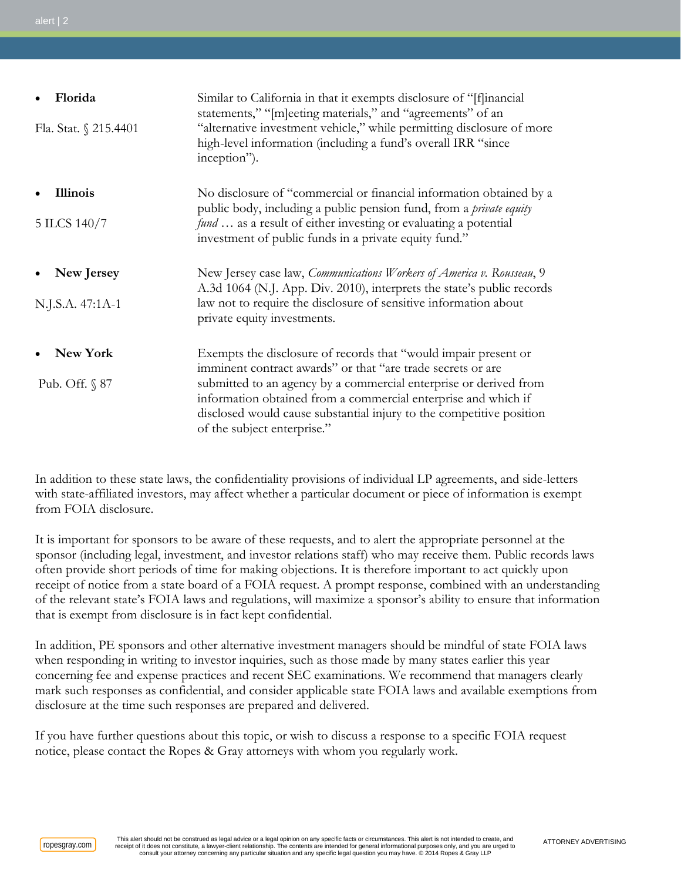- **Florida**

  Fla. Stat. § 215.4401

  Similar to California in that it exempts disclosure of "[f]inancial statements," "[m]eeting materials," and "agreements" of an "alternative investment vehicle," while permitting disclosure of more high-level information (including a fund's overall IRR "since inception").

- **Illinois**

  5 ILCS 140/7

  No disclosure of "commercial or financial information obtained by a public body, including a public pension fund, from a *private equity fund* … as a result of either investing or evaluating a potential investment of public funds in a private equity fund."

- **New Jersey**

  N.J.S.A. 47:1A-1

  New Jersey case law, *Communications Workers of America v. Rousseau*, 9 A.3d 1064 (N.J. App. Div. 2010), interprets the state's public records law not to require the disclosure of sensitive information about private equity investments.

- **New York**

  Pub. Off. § 87

  Exempts the disclosure of records that "would impair present or imminent contract awards" or that "are trade secrets or are submitted to an agency by a commercial enterprise or derived from information obtained from a commercial enterprise and which if disclosed would cause substantial injury to the competitive position of the subject enterprise."

In addition to these state laws, the confidentiality provisions of individual LP agreements, and side-letters with state-affiliated investors, may affect whether a particular document or piece of information is exempt from FOIA disclosure.

It is important for sponsors to be aware of these requests, and to alert the appropriate personnel at the sponsor (including legal, investment, and investor relations staff) who may receive them. Public records laws often provide short periods of time for making objections. It is therefore important to act quickly upon receipt of notice from a state board of a FOIA request. A prompt response, combined with an understanding of the relevant state's FOIA laws and regulations, will maximize a sponsor's ability to ensure that information that is exempt from disclosure is in fact kept confidential.

In addition, PE sponsors and other alternative investment managers should be mindful of state FOIA laws when responding in writing to investor inquiries, such as those made by many states earlier this year concerning fee and expense practices and recent SEC examinations. We recommend that managers clearly mark such responses as confidential, and consider applicable state FOIA laws and available exemptions from disclosure at the time such responses are prepared and delivered.

If you have further questions about this topic, or wish to discuss a response to a specific FOIA request notice, please contact the Ropes & Gray attorneys with whom you regularly work.

This alert should not be construed as legal advice or a legal opinion on any specific facts or circumstances. This alert is not intended to create, and receipt of it does not constitute, a lawyer-client relationship. The contents are intended for general informational purposes only, and you are urged to consult your attorney concerning any particular situation and any specific legal question you may have. © 2014 Ropes & Gray LLP

ATTORNEY ADVERTISING